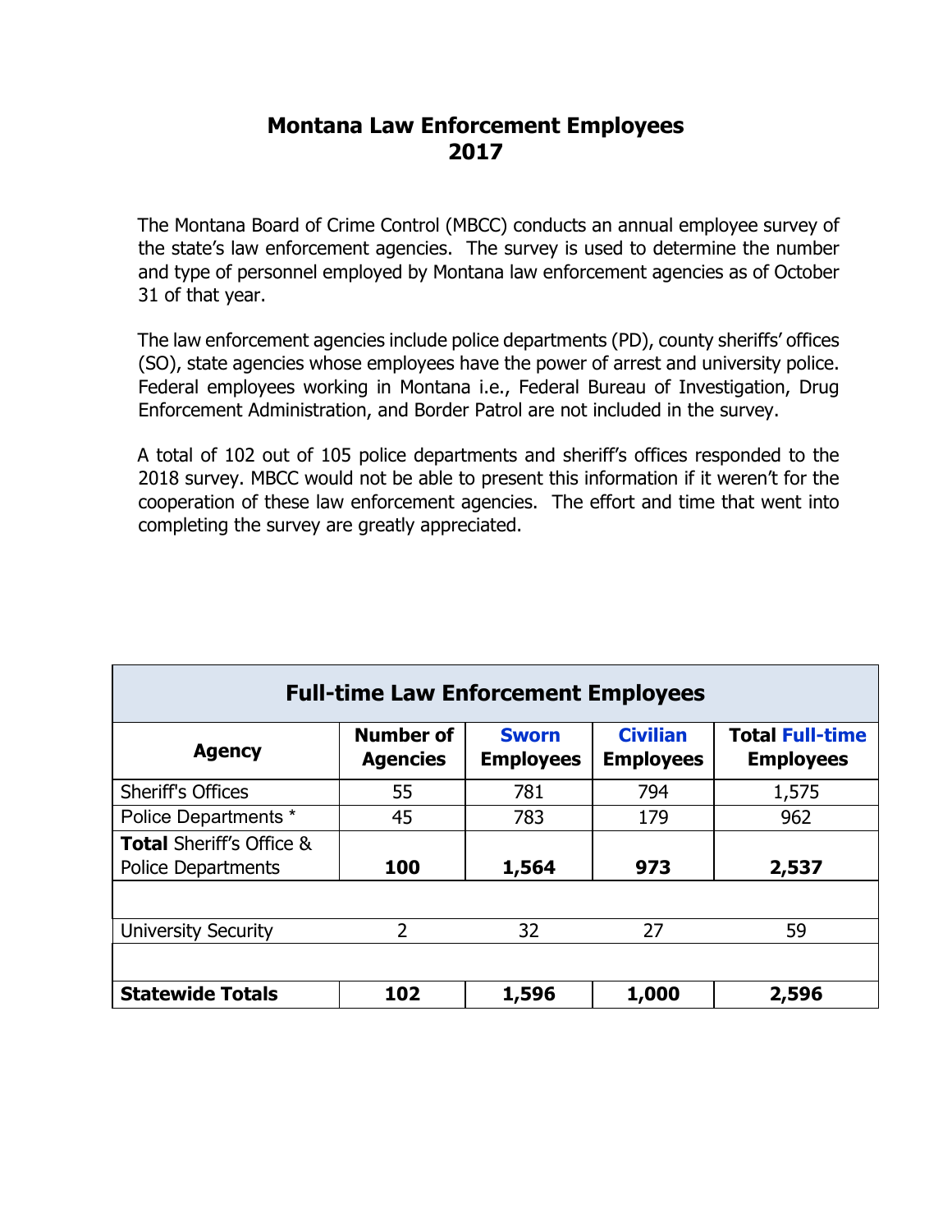# Montana Law Enforcement Employees
# 2017

The Montana Board of Crime Control (MBCC) conducts an annual employee survey of the state's law enforcement agencies. The survey is used to determine the number and type of personnel employed by Montana law enforcement agencies as of October 31 of that year.

The law enforcement agencies include police departments (PD), county sheriffs' offices (SO), state agencies whose employees have the power of arrest and university police. Federal employees working in Montana i.e., Federal Bureau of Investigation, Drug Enforcement Administration, and Border Patrol are not included in the survey.

A total of 102 out of 105 police departments and sheriff's offices responded to the 2018 survey. MBCC would not be able to present this information if it weren't for the cooperation of these law enforcement agencies. The effort and time that went into completing the survey are greatly appreciated.

| **Full-time Law Enforcement Employees** | | | | |
|---|---|---|---|---|
| **Agency** | **Number of Agencies** | **Sworn Employees** | **Civilian Employees** | **Total Full-time Employees** |
| Sheriff's Offices | 55 | 781 | 794 | 1,575 |
| Police Departments * | 45 | 783 | 179 | 962 |
| **Total** Sheriff's Office & Police Departments | **100** | **1,564** | **973** | **2,537** |
| | | | | |
| University Security | 2 | 32 | 27 | 59 |
| | | | | |
| **Statewide Totals** | **102** | **1,596** | **1,000** | **2,596** |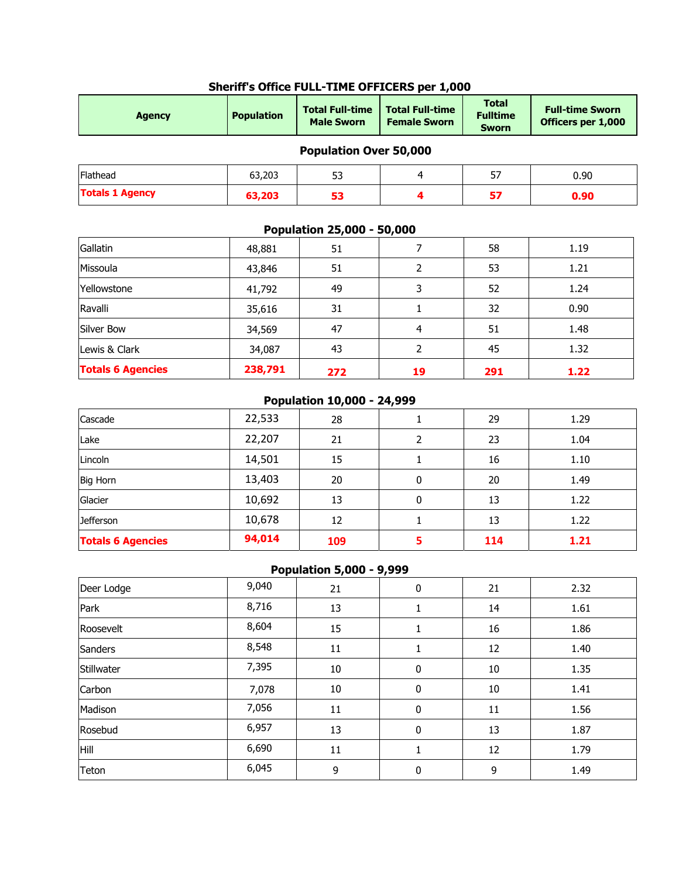## Sheriff's Office FULL-TIME OFFICERS per 1,000

| Agency | Population | Total Full-time Male Sworn | Total Full-time Female Sworn | Total Fulltime Sworn | Full-time Sworn Officers per 1,000 |
|---|---|---|---|---|---|
| **Population Over 50,000** | | | | | |
| Flathead | 63,203 | 53 | 4 | 57 | 0.90 |
| **Totals 1 Agency** | **63,203** | **53** | **4** | **57** | **0.90** |
| **Population 25,000 - 50,000** | | | | | |
| Gallatin | 48,881 | 51 | 7 | 58 | 1.19 |
| Missoula | 43,846 | 51 | 2 | 53 | 1.21 |
| Yellowstone | 41,792 | 49 | 3 | 52 | 1.24 |
| Ravalli | 35,616 | 31 | 1 | 32 | 0.90 |
| Silver Bow | 34,569 | 47 | 4 | 51 | 1.48 |
| Lewis & Clark | 34,087 | 43 | 2 | 45 | 1.32 |
| **Totals 6 Agencies** | **238,791** | **272** | **19** | **291** | **1.22** |
| **Population 10,000 - 24,999** | | | | | |
| Cascade | 22,533 | 28 | 1 | 29 | 1.29 |
| Lake | 22,207 | 21 | 2 | 23 | 1.04 |
| Lincoln | 14,501 | 15 | 1 | 16 | 1.10 |
| Big Horn | 13,403 | 20 | 0 | 20 | 1.49 |
| Glacier | 10,692 | 13 | 0 | 13 | 1.22 |
| Jefferson | 10,678 | 12 | 1 | 13 | 1.22 |
| **Totals 6 Agencies** | **94,014** | **109** | **5** | **114** | **1.21** |
| **Population 5,000 - 9,999** | | | | | |
| Deer Lodge | 9,040 | 21 | 0 | 21 | 2.32 |
| Park | 8,716 | 13 | 1 | 14 | 1.61 |
| Roosevelt | 8,604 | 15 | 1 | 16 | 1.86 |
| Sanders | 8,548 | 11 | 1 | 12 | 1.40 |
| Stillwater | 7,395 | 10 | 0 | 10 | 1.35 |
| Carbon | 7,078 | 10 | 0 | 10 | 1.41 |
| Madison | 7,056 | 11 | 0 | 11 | 1.56 |
| Rosebud | 6,957 | 13 | 0 | 13 | 1.87 |
| Hill | 6,690 | 11 | 1 | 12 | 1.79 |
| Teton | 6,045 | 9 | 0 | 9 | 1.49 |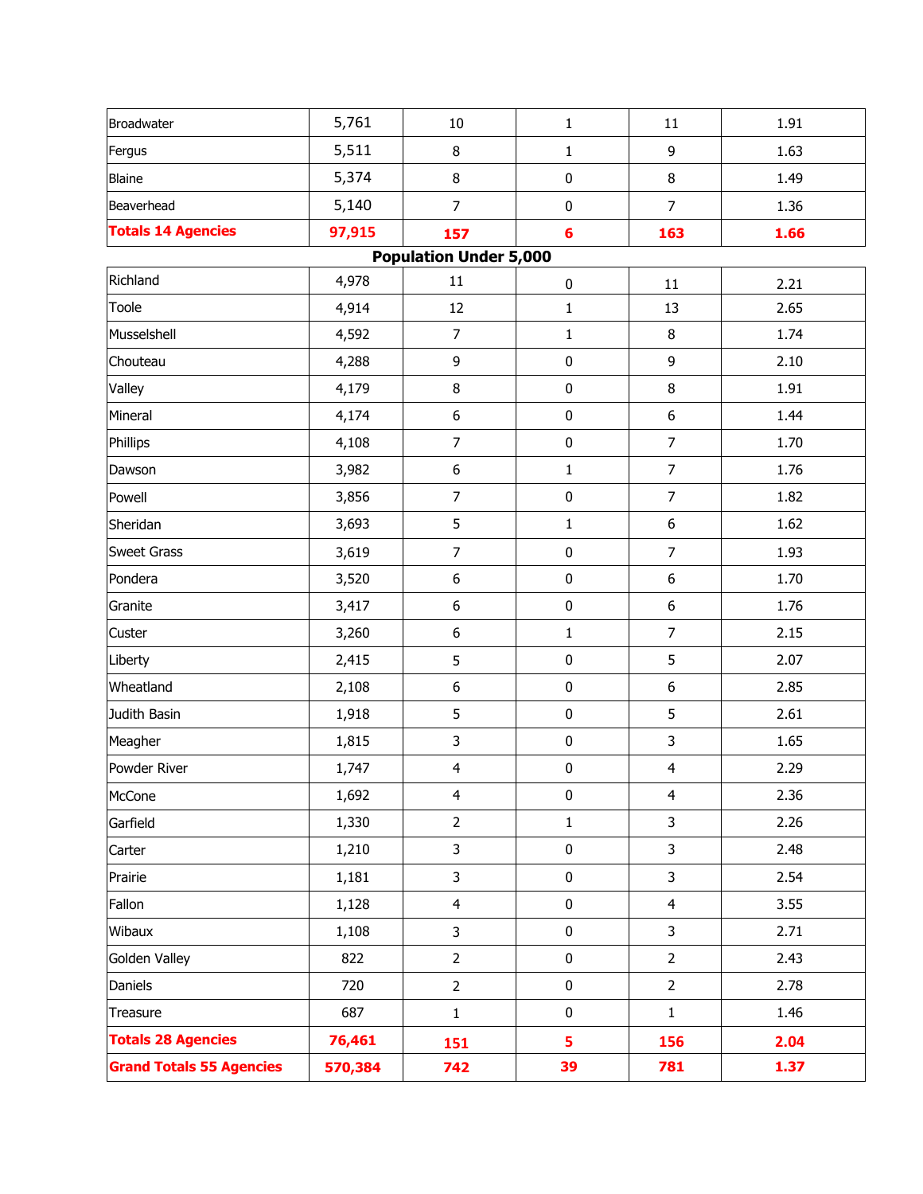| | | | | | |
|---|---|---|---|---|---|
| Broadwater | 5,761 | 10 | 1 | 11 | 1.91 |
| Fergus | 5,511 | 8 | 1 | 9 | 1.63 |
| Blaine | 5,374 | 8 | 0 | 8 | 1.49 |
| Beaverhead | 5,140 | 7 | 0 | 7 | 1.36 |
| **Totals 14 Agencies** | **97,915** | **157** | **6** | **163** | **1.66** |
| **Population Under 5,000** | | | | | |
| Richland | 4,978 | 11 | 0 | 11 | 2.21 |
| Toole | 4,914 | 12 | 1 | 13 | 2.65 |
| Musselshell | 4,592 | 7 | 1 | 8 | 1.74 |
| Chouteau | 4,288 | 9 | 0 | 9 | 2.10 |
| Valley | 4,179 | 8 | 0 | 8 | 1.91 |
| Mineral | 4,174 | 6 | 0 | 6 | 1.44 |
| Phillips | 4,108 | 7 | 0 | 7 | 1.70 |
| Dawson | 3,982 | 6 | 1 | 7 | 1.76 |
| Powell | 3,856 | 7 | 0 | 7 | 1.82 |
| Sheridan | 3,693 | 5 | 1 | 6 | 1.62 |
| Sweet Grass | 3,619 | 7 | 0 | 7 | 1.93 |
| Pondera | 3,520 | 6 | 0 | 6 | 1.70 |
| Granite | 3,417 | 6 | 0 | 6 | 1.76 |
| Custer | 3,260 | 6 | 1 | 7 | 2.15 |
| Liberty | 2,415 | 5 | 0 | 5 | 2.07 |
| Wheatland | 2,108 | 6 | 0 | 6 | 2.85 |
| Judith Basin | 1,918 | 5 | 0 | 5 | 2.61 |
| Meagher | 1,815 | 3 | 0 | 3 | 1.65 |
| Powder River | 1,747 | 4 | 0 | 4 | 2.29 |
| McCone | 1,692 | 4 | 0 | 4 | 2.36 |
| Garfield | 1,330 | 2 | 1 | 3 | 2.26 |
| Carter | 1,210 | 3 | 0 | 3 | 2.48 |
| Prairie | 1,181 | 3 | 0 | 3 | 2.54 |
| Fallon | 1,128 | 4 | 0 | 4 | 3.55 |
| Wibaux | 1,108 | 3 | 0 | 3 | 2.71 |
| Golden Valley | 822 | 2 | 0 | 2 | 2.43 |
| Daniels | 720 | 2 | 0 | 2 | 2.78 |
| Treasure | 687 | 1 | 0 | 1 | 1.46 |
| **Totals 28 Agencies** | **76,461** | **151** | **5** | **156** | **2.04** |
| **Grand Totals 55 Agencies** | **570,384** | **742** | **39** | **781** | **1.37** |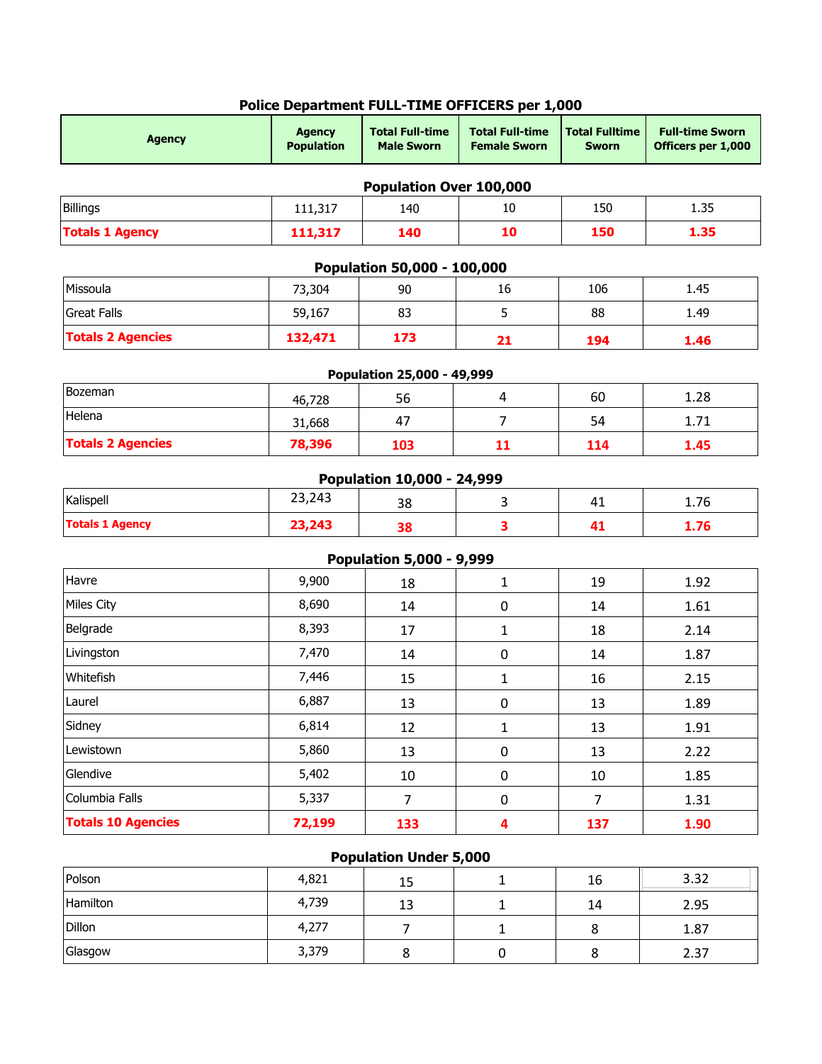## Police Department FULL-TIME OFFICERS per 1,000

| Agency | Agency Population | Total Full-time Male Sworn | Total Full-time Female Sworn | Total Fulltime Sworn | Full-time Sworn Officers per 1,000 |
|---|---|---|---|---|---|
| **Population Over 100,000** | | | | | |
| Billings | 111,317 | 140 | 10 | 150 | 1.35 |
| **Totals 1 Agency** | **111,317** | **140** | **10** | **150** | **1.35** |
| **Population 50,000 - 100,000** | | | | | |
| Missoula | 73,304 | 90 | 16 | 106 | 1.45 |
| Great Falls | 59,167 | 83 | 5 | 88 | 1.49 |
| **Totals 2 Agencies** | **132,471** | **173** | **21** | **194** | **1.46** |
| **Population 25,000 - 49,999** | | | | | |
| Bozeman | 46,728 | 56 | 4 | 60 | 1.28 |
| Helena | 31,668 | 47 | 7 | 54 | 1.71 |
| **Totals 2 Agencies** | **78,396** | **103** | **11** | **114** | **1.45** |
| **Population 10,000 - 24,999** | | | | | |
| Kalispell | 23,243 | 38 | 3 | 41 | 1.76 |
| **Totals 1 Agency** | **23,243** | **38** | **3** | **41** | **1.76** |
| **Population 5,000 - 9,999** | | | | | |
| Havre | 9,900 | 18 | 1 | 19 | 1.92 |
| Miles City | 8,690 | 14 | 0 | 14 | 1.61 |
| Belgrade | 8,393 | 17 | 1 | 18 | 2.14 |
| Livingston | 7,470 | 14 | 0 | 14 | 1.87 |
| Whitefish | 7,446 | 15 | 1 | 16 | 2.15 |
| Laurel | 6,887 | 13 | 0 | 13 | 1.89 |
| Sidney | 6,814 | 12 | 1 | 13 | 1.91 |
| Lewistown | 5,860 | 13 | 0 | 13 | 2.22 |
| Glendive | 5,402 | 10 | 0 | 10 | 1.85 |
| Columbia Falls | 5,337 | 7 | 0 | 7 | 1.31 |
| **Totals 10 Agencies** | **72,199** | **133** | **4** | **137** | **1.90** |
| **Population Under 5,000** | | | | | |
| Polson | 4,821 | 15 | 1 | 16 | 3.32 |
| Hamilton | 4,739 | 13 | 1 | 14 | 2.95 |
| Dillon | 4,277 | 7 | 1 | 8 | 1.87 |
| Glasgow | 3,379 | 8 | 0 | 8 | 2.37 |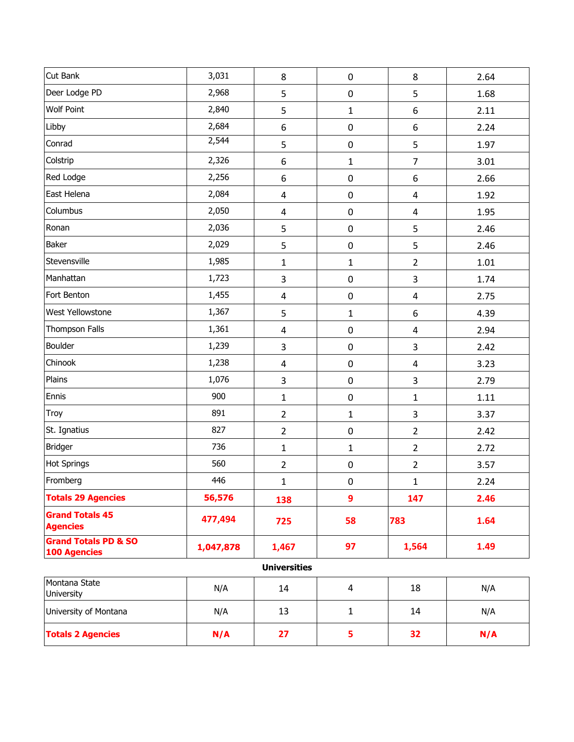| | | | | | |
|---|---|---|---|---|---|
| Cut Bank | 3,031 | 8 | 0 | 8 | 2.64 |
| Deer Lodge PD | 2,968 | 5 | 0 | 5 | 1.68 |
| Wolf Point | 2,840 | 5 | 1 | 6 | 2.11 |
| Libby | 2,684 | 6 | 0 | 6 | 2.24 |
| Conrad | 2,544 | 5 | 0 | 5 | 1.97 |
| Colstrip | 2,326 | 6 | 1 | 7 | 3.01 |
| Red Lodge | 2,256 | 6 | 0 | 6 | 2.66 |
| East Helena | 2,084 | 4 | 0 | 4 | 1.92 |
| Columbus | 2,050 | 4 | 0 | 4 | 1.95 |
| Ronan | 2,036 | 5 | 0 | 5 | 2.46 |
| Baker | 2,029 | 5 | 0 | 5 | 2.46 |
| Stevensville | 1,985 | 1 | 1 | 2 | 1.01 |
| Manhattan | 1,723 | 3 | 0 | 3 | 1.74 |
| Fort Benton | 1,455 | 4 | 0 | 4 | 2.75 |
| West Yellowstone | 1,367 | 5 | 1 | 6 | 4.39 |
| Thompson Falls | 1,361 | 4 | 0 | 4 | 2.94 |
| Boulder | 1,239 | 3 | 0 | 3 | 2.42 |
| Chinook | 1,238 | 4 | 0 | 4 | 3.23 |
| Plains | 1,076 | 3 | 0 | 3 | 2.79 |
| Ennis | 900 | 1 | 0 | 1 | 1.11 |
| Troy | 891 | 2 | 1 | 3 | 3.37 |
| St. Ignatius | 827 | 2 | 0 | 2 | 2.42 |
| Bridger | 736 | 1 | 1 | 2 | 2.72 |
| Hot Springs | 560 | 2 | 0 | 2 | 3.57 |
| Fromberg | 446 | 1 | 0 | 1 | 2.24 |
| **Totals 29 Agencies** | **56,576** | **138** | **9** | **147** | **2.46** |
| **Grand Totals 45 Agencies** | **477,494** | **725** | **58** | **783** | **1.64** |
| **Grand Totals PD & SO 100 Agencies** | **1,047,878** | **1,467** | **97** | **1,564** | **1.49** |

**Universities**

| | | | | | |
|---|---|---|---|---|---|
| Montana State University | N/A | 14 | 4 | 18 | N/A |
| University of Montana | N/A | 13 | 1 | 14 | N/A |
| **Totals 2 Agencies** | **N/A** | **27** | **5** | **32** | **N/A** |